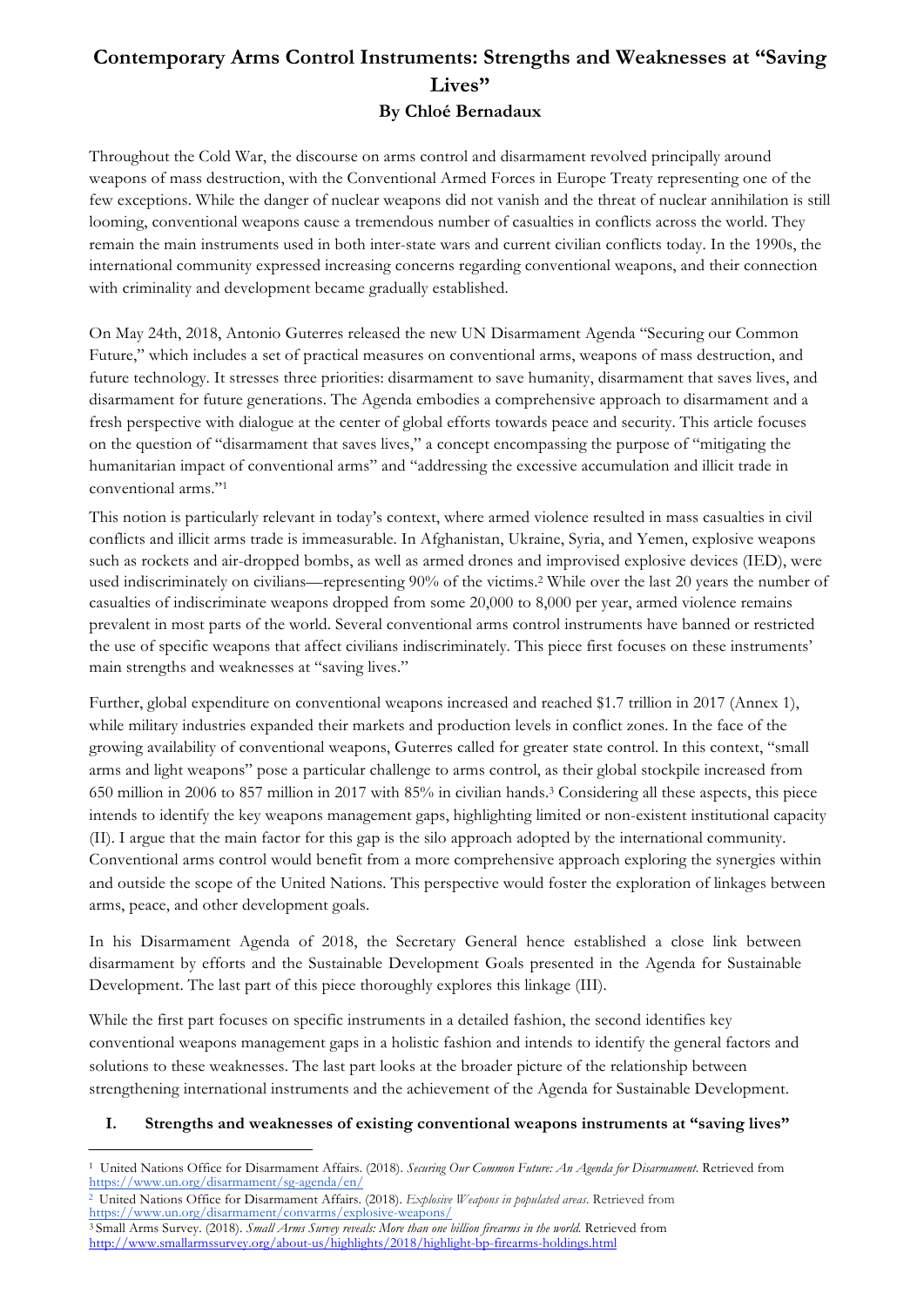# Contemporary Arms Control Instruments: Strengths and Weaknesses at "Saving Lives"

**By Chloé Bernadaux**

Throughout the Cold War, the discourse on arms control and disarmament revolved principally around weapons of mass destruction, with the Conventional Armed Forces in Europe Treaty representing one of the few exceptions. While the danger of nuclear weapons did not vanish and the threat of nuclear annihilation is still looming, conventional weapons cause a tremendous number of casualties in conflicts across the world. They remain the main instruments used in both inter-state wars and current civilian conflicts today. In the 1990s, the international community expressed increasing concerns regarding conventional weapons, and their connection with criminality and development became gradually established.

On May 24th, 2018, Antonio Guterres released the new UN Disarmament Agenda "Securing our Common Future," which includes a set of practical measures on conventional arms, weapons of mass destruction, and future technology. It stresses three priorities: disarmament to save humanity, disarmament that saves lives, and disarmament for future generations. The Agenda embodies a comprehensive approach to disarmament and a fresh perspective with dialogue at the center of global efforts towards peace and security. This article focuses on the question of "disarmament that saves lives," a concept encompassing the purpose of "mitigating the humanitarian impact of conventional arms" and "addressing the excessive accumulation and illicit trade in conventional arms."[1]

This notion is particularly relevant in today's context, where armed violence resulted in mass casualties in civil conflicts and illicit arms trade is immeasurable. In Afghanistan, Ukraine, Syria, and Yemen, explosive weapons such as rockets and air-dropped bombs, as well as armed drones and improvised explosive devices (IED), were used indiscriminately on civilians—representing 90% of the victims.[2] While over the last 20 years the number of casualties of indiscriminate weapons dropped from some 20,000 to 8,000 per year, armed violence remains prevalent in most parts of the world. Several conventional arms control instruments have banned or restricted the use of specific weapons that affect civilians indiscriminately. This piece first focuses on these instruments' main strengths and weaknesses at "saving lives."

Further, global expenditure on conventional weapons increased and reached $1.7 trillion in 2017 (Annex 1), while military industries expanded their markets and production levels in conflict zones. In the face of the growing availability of conventional weapons, Guterres called for greater state control. In this context, "small arms and light weapons" pose a particular challenge to arms control, as their global stockpile increased from 650 million in 2006 to 857 million in 2017 with 85% in civilian hands.[3] Considering all these aspects, this piece intends to identify the key weapons management gaps, highlighting limited or non-existent institutional capacity (II). I argue that the main factor for this gap is the silo approach adopted by the international community. Conventional arms control would benefit from a more comprehensive approach exploring the synergies within and outside the scope of the United Nations. This perspective would foster the exploration of linkages between arms, peace, and other development goals.

In his Disarmament Agenda of 2018, the Secretary General hence established a close link between disarmament by efforts and the Sustainable Development Goals presented in the Agenda for Sustainable Development. The last part of this piece thoroughly explores this linkage (III).

While the first part focuses on specific instruments in a detailed fashion, the second identifies key conventional weapons management gaps in a holistic fashion and intends to identify the general factors and solutions to these weaknesses. The last part looks at the broader picture of the relationship between strengthening international instruments and the achievement of the Agenda for Sustainable Development.

## I. Strengths and weaknesses of existing conventional weapons instruments at "saving lives"

---

[1] United Nations Office for Disarmament Affairs. (2018). *Securing Our Common Future: An Agenda for Disarmament*. Retrieved from https://www.un.org/disarmament/sg-agenda/en/

[2] United Nations Office for Disarmament Affairs. (2018). *Explosive Weapons in populated areas*. Retrieved from https://www.un.org/disarmament/convarms/explosive-weapons/

[3] Small Arms Survey. (2018). *Small Arms Survey reveals: More than one billion firearms in the world*. Retrieved from http://www.smallarmssurvey.org/about-us/highlights/2018/highlight-bp-firearms-holdings.html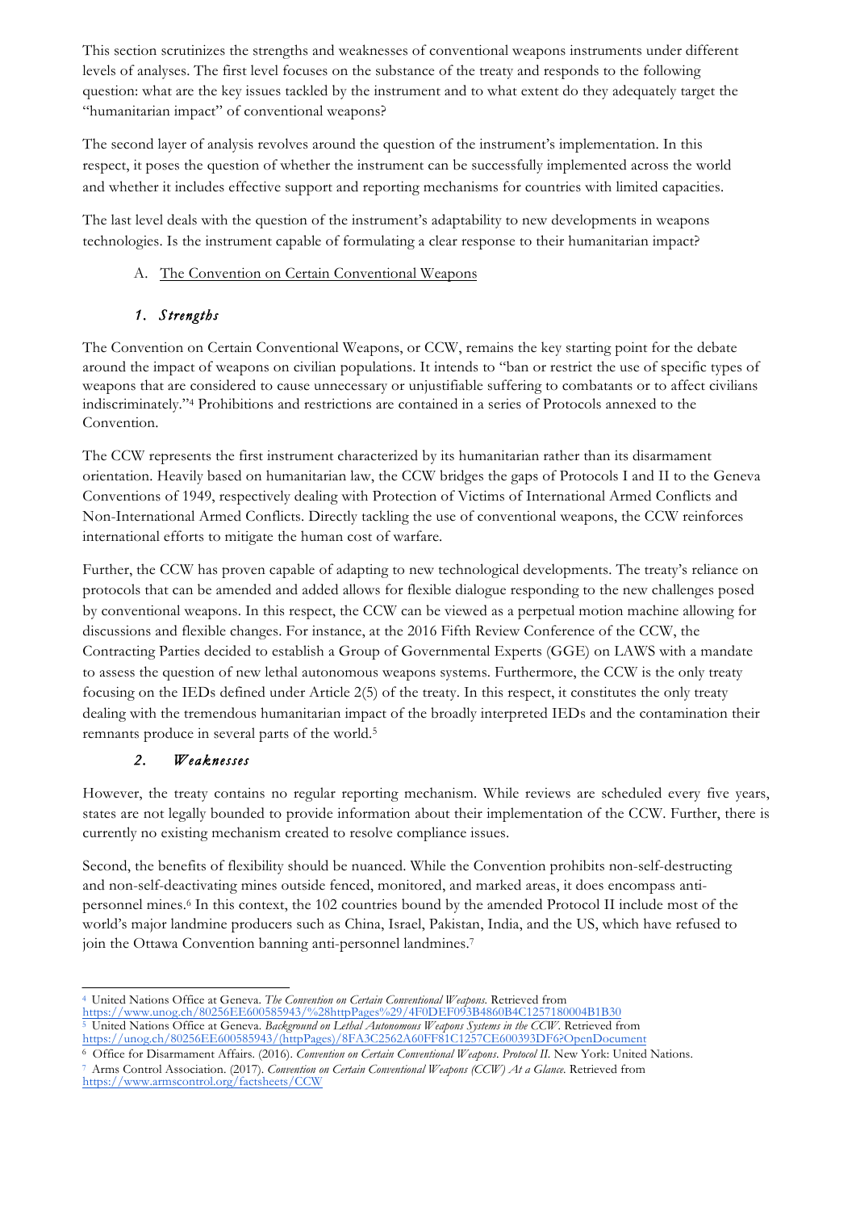This section scrutinizes the strengths and weaknesses of conventional weapons instruments under different levels of analyses. The first level focuses on the substance of the treaty and responds to the following question: what are the key issues tackled by the instrument and to what extent do they adequately target the "humanitarian impact" of conventional weapons?

The second layer of analysis revolves around the question of the instrument's implementation. In this respect, it poses the question of whether the instrument can be successfully implemented across the world and whether it includes effective support and reporting mechanisms for countries with limited capacities.

The last level deals with the question of the instrument's adaptability to new developments in weapons technologies. Is the instrument capable of formulating a clear response to their humanitarian impact?

## A. The Convention on Certain Conventional Weapons

### *1. Strengths*

The Convention on Certain Conventional Weapons, or CCW, remains the key starting point for the debate around the impact of weapons on civilian populations. It intends to "ban or restrict the use of specific types of weapons that are considered to cause unnecessary or unjustifiable suffering to combatants or to affect civilians indiscriminately."[4] Prohibitions and restrictions are contained in a series of Protocols annexed to the Convention.

The CCW represents the first instrument characterized by its humanitarian rather than its disarmament orientation. Heavily based on humanitarian law, the CCW bridges the gaps of Protocols I and II to the Geneva Conventions of 1949, respectively dealing with Protection of Victims of International Armed Conflicts and Non-International Armed Conflicts. Directly tackling the use of conventional weapons, the CCW reinforces international efforts to mitigate the human cost of warfare.

Further, the CCW has proven capable of adapting to new technological developments. The treaty's reliance on protocols that can be amended and added allows for flexible dialogue responding to the new challenges posed by conventional weapons. In this respect, the CCW can be viewed as a perpetual motion machine allowing for discussions and flexible changes. For instance, at the 2016 Fifth Review Conference of the CCW, the Contracting Parties decided to establish a Group of Governmental Experts (GGE) on LAWS with a mandate to assess the question of new lethal autonomous weapons systems. Furthermore, the CCW is the only treaty focusing on the IEDs defined under Article 2(5) of the treaty. In this respect, it constitutes the only treaty dealing with the tremendous humanitarian impact of the broadly interpreted IEDs and the contamination their remnants produce in several parts of the world.[5]

### *2. Weaknesses*

However, the treaty contains no regular reporting mechanism. While reviews are scheduled every five years, states are not legally bounded to provide information about their implementation of the CCW. Further, there is currently no existing mechanism created to resolve compliance issues.

Second, the benefits of flexibility should be nuanced. While the Convention prohibits non-self-destructing and non-self-deactivating mines outside fenced, monitored, and marked areas, it does encompass anti-personnel mines.[6] In this context, the 102 countries bound by the amended Protocol II include most of the world's major landmine producers such as China, Israel, Pakistan, India, and the US, which have refused to join the Ottawa Convention banning anti-personnel landmines.[7]

---

[4] United Nations Office at Geneva. *The Convention on Certain Conventional Weapons*. Retrieved from https://www.unog.ch/80256EE600585943/%28httpPages%29/4F0DEF093B4860B4C1257180004B1B30

[5] United Nations Office at Geneva. *Background on Lethal Autonomous Weapons Systems in the CCW*. Retrieved from https://unog.ch/80256EE600585943/(httpPages)/8FA3C2562A60FF81C1257CE600393DF6?OpenDocument

[6] Office for Disarmament Affairs. (2016). *Convention on Certain Conventional Weapons. Protocol II*. New York: United Nations.

[7] Arms Control Association. (2017). *Convention on Certain Conventional Weapons (CCW) At a Glance*. Retrieved from https://www.armscontrol.org/factsheets/CCW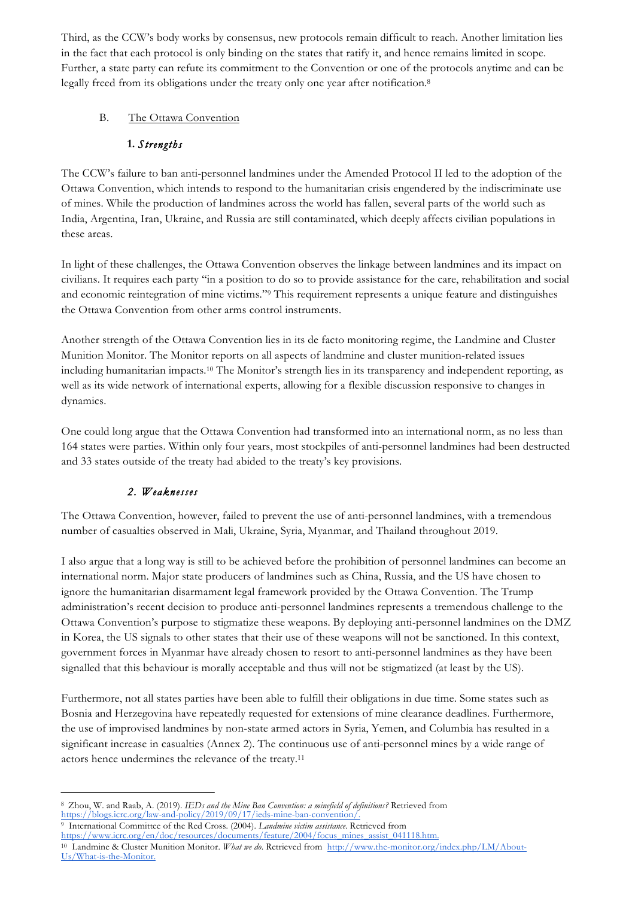Third, as the CCW's body works by consensus, new protocols remain difficult to reach. Another limitation lies in the fact that each protocol is only binding on the states that ratify it, and hence remains limited in scope. Further, a state party can refute its commitment to the Convention or one of the protocols anytime and can be legally freed from its obligations under the treaty only one year after notification.[8]

### B. The Ottawa Convention

#### 1. *Strengths*

The CCW's failure to ban anti-personnel landmines under the Amended Protocol II led to the adoption of the Ottawa Convention, which intends to respond to the humanitarian crisis engendered by the indiscriminate use of mines. While the production of landmines across the world has fallen, several parts of the world such as India, Argentina, Iran, Ukraine, and Russia are still contaminated, which deeply affects civilian populations in these areas.

In light of these challenges, the Ottawa Convention observes the linkage between landmines and its impact on civilians. It requires each party "in a position to do so to provide assistance for the care, rehabilitation and social and economic reintegration of mine victims."[9] This requirement represents a unique feature and distinguishes the Ottawa Convention from other arms control instruments.

Another strength of the Ottawa Convention lies in its de facto monitoring regime, the Landmine and Cluster Munition Monitor. The Monitor reports on all aspects of landmine and cluster munition-related issues including humanitarian impacts.[10] The Monitor's strength lies in its transparency and independent reporting, as well as its wide network of international experts, allowing for a flexible discussion responsive to changes in dynamics.

One could long argue that the Ottawa Convention had transformed into an international norm, as no less than 164 states were parties. Within only four years, most stockpiles of anti-personnel landmines had been destructed and 33 states outside of the treaty had abided to the treaty's key provisions.

#### 2. *Weaknesses*

The Ottawa Convention, however, failed to prevent the use of anti-personnel landmines, with a tremendous number of casualties observed in Mali, Ukraine, Syria, Myanmar, and Thailand throughout 2019.

I also argue that a long way is still to be achieved before the prohibition of personnel landmines can become an international norm. Major state producers of landmines such as China, Russia, and the US have chosen to ignore the humanitarian disarmament legal framework provided by the Ottawa Convention. The Trump administration's recent decision to produce anti-personnel landmines represents a tremendous challenge to the Ottawa Convention's purpose to stigmatize these weapons. By deploying anti-personnel landmines on the DMZ in Korea, the US signals to other states that their use of these weapons will not be sanctioned. In this context, government forces in Myanmar have already chosen to resort to anti-personnel landmines as they have been signalled that this behaviour is morally acceptable and thus will not be stigmatized (at least by the US).

Furthermore, not all states parties have been able to fulfill their obligations in due time. Some states such as Bosnia and Herzegovina have repeatedly requested for extensions of mine clearance deadlines. Furthermore, the use of improvised landmines by non-state armed actors in Syria, Yemen, and Columbia has resulted in a significant increase in casualties (Annex 2). The continuous use of anti-personnel mines by a wide range of actors hence undermines the relevance of the treaty.[11]

---

[8] Zhou, W. and Raab, A. (2019). *IEDs and the Mine Ban Convention: a minefield of definitions?* Retrieved from https://blogs.icrc.org/law-and-policy/2019/09/17/ieds-mine-ban-convention/.

[9] International Committee of the Red Cross. (2004). *Landmine victim assistance.* Retrieved from https://www.icrc.org/en/doc/resources/documents/feature/2004/focus_mines_assist_041118.htm.

[10] Landmine & Cluster Munition Monitor. *What we do.* Retrieved from http://www.the-monitor.org/index.php/LM/About-Us/What-is-the-Monitor.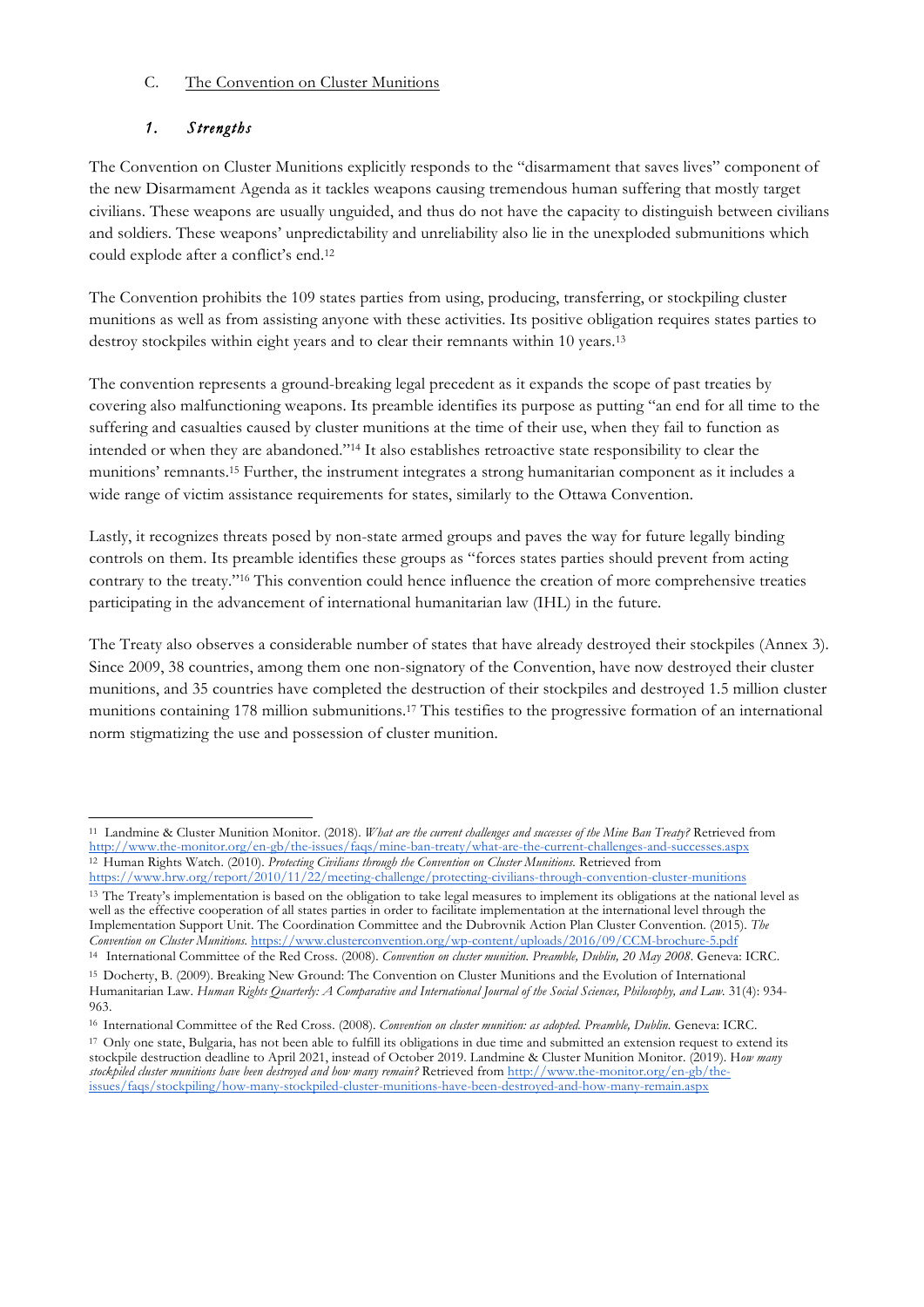C. <u>The Convention on Cluster Munitions</u>

### 1. *Strengths*

The Convention on Cluster Munitions explicitly responds to the "disarmament that saves lives" component of the new Disarmament Agenda as it tackles weapons causing tremendous human suffering that mostly target civilians. These weapons are usually unguided, and thus do not have the capacity to distinguish between civilians and soldiers. These weapons' unpredictability and unreliability also lie in the unexploded submunitions which could explode after a conflict's end.[12]

The Convention prohibits the 109 states parties from using, producing, transferring, or stockpiling cluster munitions as well as from assisting anyone with these activities. Its positive obligation requires states parties to destroy stockpiles within eight years and to clear their remnants within 10 years.[13]

The convention represents a ground-breaking legal precedent as it expands the scope of past treaties by covering also malfunctioning weapons. Its preamble identifies its purpose as putting "an end for all time to the suffering and casualties caused by cluster munitions at the time of their use, when they fail to function as intended or when they are abandoned."[14] It also establishes retroactive state responsibility to clear the munitions' remnants.[15] Further, the instrument integrates a strong humanitarian component as it includes a wide range of victim assistance requirements for states, similarly to the Ottawa Convention.

Lastly, it recognizes threats posed by non-state armed groups and paves the way for future legally binding controls on them. Its preamble identifies these groups as "forces states parties should prevent from acting contrary to the treaty."[16] This convention could hence influence the creation of more comprehensive treaties participating in the advancement of international humanitarian law (IHL) in the future.

The Treaty also observes a considerable number of states that have already destroyed their stockpiles (Annex 3). Since 2009, 38 countries, among them one non-signatory of the Convention, have now destroyed their cluster munitions, and 35 countries have completed the destruction of their stockpiles and destroyed 1.5 million cluster munitions containing 178 million submunitions.[17] This testifies to the progressive formation of an international norm stigmatizing the use and possession of cluster munition.

---

[11] Landmine & Cluster Munition Monitor. (2018). *What are the current challenges and successes of the Mine Ban Treaty?* Retrieved from http://www.the-monitor.org/en-gb/the-issues/faqs/mine-ban-treaty/what-are-the-current-challenges-and-successes.aspx

[12] Human Rights Watch. (2010). *Protecting Civilians through the Convention on Cluster Munitions.* Retrieved from https://www.hrw.org/report/2010/11/22/meeting-challenge/protecting-civilians-through-convention-cluster-munitions

[13] The Treaty's implementation is based on the obligation to take legal measures to implement its obligations at the national level as well as the effective cooperation of all states parties in order to facilitate implementation at the international level through the Implementation Support Unit. The Coordination Committee and the Dubrovnik Action Plan Cluster Convention. (2015). *The Convention on Cluster Munitions.* https://www.clusterconvention.org/wp-content/uploads/2016/09/CCM-brochure-5.pdf

[14] International Committee of the Red Cross. (2008). *Convention on cluster munition. Preamble, Dublin, 20 May 2008*. Geneva: ICRC.

[15] Docherty, B. (2009). Breaking New Ground: The Convention on Cluster Munitions and the Evolution of International Humanitarian Law. *Human Rights Quarterly: A Comparative and International Journal of the Social Sciences, Philosophy, and Law.* 31(4): 934-963.

[16] International Committee of the Red Cross. (2008). *Convention on cluster munition: as adopted. Preamble, Dublin.* Geneva: ICRC.

[17] Only one state, Bulgaria, has not been able to fulfill its obligations in due time and submitted an extension request to extend its stockpile destruction deadline to April 2021, instead of October 2019. Landmine & Cluster Munition Monitor. (2019). *How many stockpiled cluster munitions have been destroyed and how many remain?* Retrieved from http://www.the-monitor.org/en-gb/the-issues/faqs/stockpiling/how-many-stockpiled-cluster-munitions-have-been-destroyed-and-how-many-remain.aspx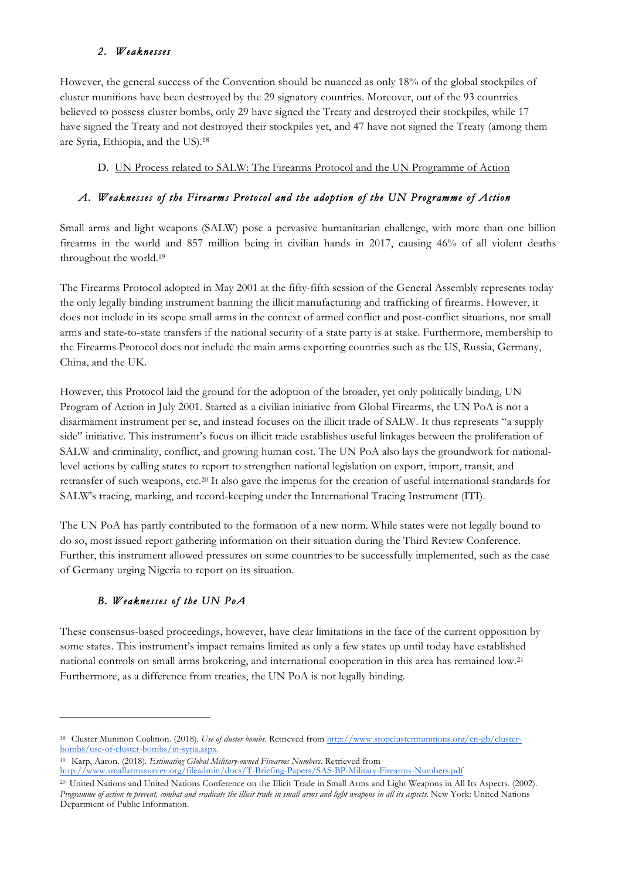### 2. *Weaknesses*

However, the general success of the Convention should be nuanced as only 18% of the global stockpiles of cluster munitions have been destroyed by the 29 signatory countries. Moreover, out of the 93 countries believed to possess cluster bombs, only 29 have signed the Treaty and destroyed their stockpiles, while 17 have signed the Treaty and not destroyed their stockpiles yet, and 47 have not signed the Treaty (among them are Syria, Ethiopia, and the US).[18]

## D. UN Process related to SALW: The Firearms Protocol and the UN Programme of Action

### *A. Weaknesses of the Firearms Protocol and the adoption of the UN Programme of Action*

Small arms and light weapons (SALW) pose a pervasive humanitarian challenge, with more than one billion firearms in the world and 857 million being in civilian hands in 2017, causing 46% of all violent deaths throughout the world.[19]

The Firearms Protocol adopted in May 2001 at the fifty-fifth session of the General Assembly represents today the only legally binding instrument banning the illicit manufacturing and trafficking of firearms. However, it does not include in its scope small arms in the context of armed conflict and post-conflict situations, nor small arms and state-to-state transfers if the national security of a state party is at stake. Furthermore, membership to the Firearms Protocol does not include the main arms exporting countries such as the US, Russia, Germany, China, and the UK.

However, this Protocol laid the ground for the adoption of the broader, yet only politically binding, UN Program of Action in July 2001. Started as a civilian initiative from Global Firearms, the UN PoA is not a disarmament instrument per se, and instead focuses on the illicit trade of SALW. It thus represents "a supply side" initiative. This instrument's focus on illicit trade establishes useful linkages between the proliferation of SALW and criminality, conflict, and growing human cost. The UN PoA also lays the groundwork for national-level actions by calling states to report to strengthen national legislation on export, import, transit, and retransfer of such weapons, etc.[20] It also gave the impetus for the creation of useful international standards for SALW's tracing, marking, and record-keeping under the International Tracing Instrument (ITI).

The UN PoA has partly contributed to the formation of a new norm. While states were not legally bound to do so, most issued report gathering information on their situation during the Third Review Conference. Further, this instrument allowed pressures on some countries to be successfully implemented, such as the case of Germany urging Nigeria to report on its situation.

### *B. Weaknesses of the UN PoA*

These consensus-based proceedings, however, have clear limitations in the face of the current opposition by some states. This instrument's impact remains limited as only a few states up until today have established national controls on small arms brokering, and international cooperation in this area has remained low.[21] Furthermore, as a difference from treaties, the UN PoA is not legally binding.

---

[18] Cluster Munition Coalition. (2018). *Use of cluster bombs*. Retrieved from http://www.stopclustermunitions.org/en-gb/cluster-bombs/use-of-cluster-bombs/in-syria.aspx.

[19] Karp, Aaron. (2018). *Estimating Global Military-owned Firearms Numbers*. Retrieved from http://www.smallarmssurvey.org/fileadmin/docs/T-Briefing-Papers/SAS-BP-Military-Firearms-Numbers.pdf

[20] United Nations and United Nations Conference on the Illicit Trade in Small Arms and Light Weapons in All Its Aspects. (2002). *Programme of action to prevent, combat and eradicate the illicit trade in small arms and light weapons in all its aspects*. New York: United Nations Department of Public Information.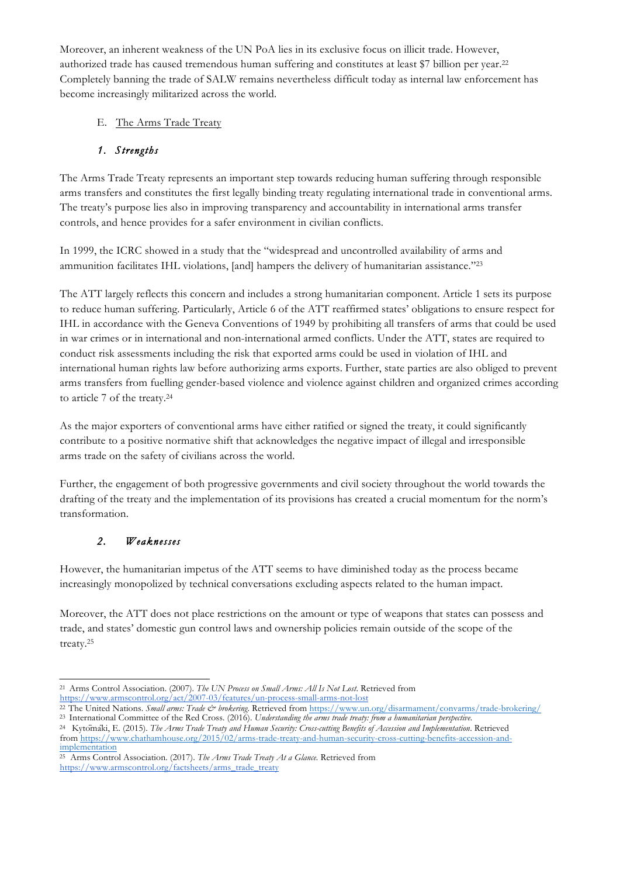Moreover, an inherent weakness of the UN PoA lies in its exclusive focus on illicit trade. However, authorized trade has caused tremendous human suffering and constitutes at least $7 billion per year.[22] Completely banning the trade of SALW remains nevertheless difficult today as internal law enforcement has become increasingly militarized across the world.

### E. The Arms Trade Treaty

#### 1. *Strengths*

The Arms Trade Treaty represents an important step towards reducing human suffering through responsible arms transfers and constitutes the first legally binding treaty regulating international trade in conventional arms. The treaty's purpose lies also in improving transparency and accountability in international arms transfer controls, and hence provides for a safer environment in civilian conflicts.

In 1999, the ICRC showed in a study that the "widespread and uncontrolled availability of arms and ammunition facilitates IHL violations, [and] hampers the delivery of humanitarian assistance."[23]

The ATT largely reflects this concern and includes a strong humanitarian component. Article 1 sets its purpose to reduce human suffering. Particularly, Article 6 of the ATT reaffirmed states' obligations to ensure respect for IHL in accordance with the Geneva Conventions of 1949 by prohibiting all transfers of arms that could be used in war crimes or in international and non-international armed conflicts. Under the ATT, states are required to conduct risk assessments including the risk that exported arms could be used in violation of IHL and international human rights law before authorizing arms exports. Further, state parties are also obliged to prevent arms transfers from fuelling gender-based violence and violence against children and organized crimes according to article 7 of the treaty.[24]

As the major exporters of conventional arms have either ratified or signed the treaty, it could significantly contribute to a positive normative shift that acknowledges the negative impact of illegal and irresponsible arms trade on the safety of civilians across the world.

Further, the engagement of both progressive governments and civil society throughout the world towards the drafting of the treaty and the implementation of its provisions has created a crucial momentum for the norm's transformation.

#### 2. *Weaknesses*

However, the humanitarian impetus of the ATT seems to have diminished today as the process became increasingly monopolized by technical conversations excluding aspects related to the human impact.

Moreover, the ATT does not place restrictions on the amount or type of weapons that states can possess and trade, and states' domestic gun control laws and ownership policies remain outside of the scope of the treaty.[25]

---

[21] Arms Control Association. (2007). *The UN Process on Small Arms: All Is Not Lost*. Retrieved from https://www.armscontrol.org/act/2007-03/features/un-process-small-arms-not-lost

[22] The United Nations. *Small arms: Trade & brokering*. Retrieved from https://www.un.org/disarmament/convarms/trade-brokering/

[23] International Committee of the Red Cross. (2016). *Understanding the arms trade treaty: from a humanitarian perspective*.

[24] Kytömäki, E. (2015). *The Arms Trade Treaty and Human Security: Cross-cutting Benefits of Accession and Implementation*. Retrieved from https://www.chathamhouse.org/2015/02/arms-trade-treaty-and-human-security-cross-cutting-benefits-accession-and-implementation

[25] Arms Control Association. (2017). *The Arms Trade Treaty At a Glance*. Retrieved from https://www.armscontrol.org/factsheets/arms_trade_treaty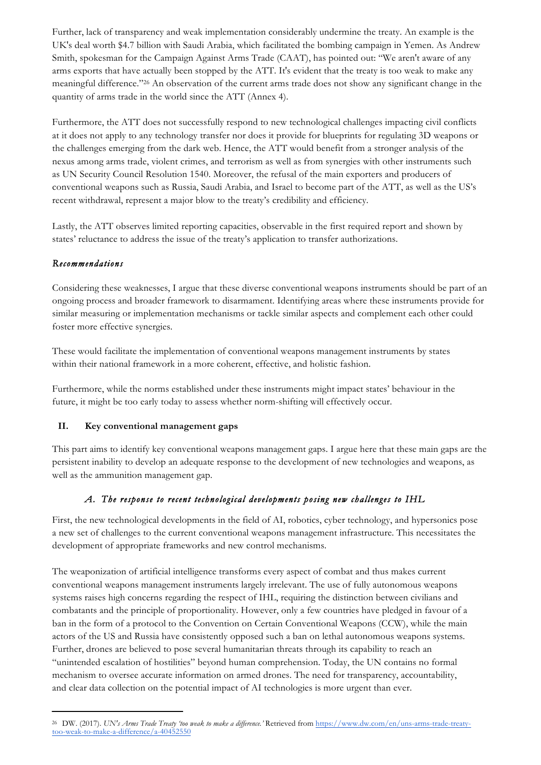Further, lack of transparency and weak implementation considerably undermine the treaty. An example is the UK's deal worth $4.7 billion with Saudi Arabia, which facilitated the bombing campaign in Yemen. As Andrew Smith, spokesman for the Campaign Against Arms Trade (CAAT), has pointed out: "We aren't aware of any arms exports that have actually been stopped by the ATT. It's evident that the treaty is too weak to make any meaningful difference."[26] An observation of the current arms trade does not show any significant change in the quantity of arms trade in the world since the ATT (Annex 4).

Furthermore, the ATT does not successfully respond to new technological challenges impacting civil conflicts at it does not apply to any technology transfer nor does it provide for blueprints for regulating 3D weapons or the challenges emerging from the dark web. Hence, the ATT would benefit from a stronger analysis of the nexus among arms trade, violent crimes, and terrorism as well as from synergies with other instruments such as UN Security Council Resolution 1540. Moreover, the refusal of the main exporters and producers of conventional weapons such as Russia, Saudi Arabia, and Israel to become part of the ATT, as well as the US's recent withdrawal, represent a major blow to the treaty's credibility and efficiency.

Lastly, the ATT observes limited reporting capacities, observable in the first required report and shown by states' reluctance to address the issue of the treaty's application to transfer authorizations.

### *Recommendations*

Considering these weaknesses, I argue that these diverse conventional weapons instruments should be part of an ongoing process and broader framework to disarmament. Identifying areas where these instruments provide for similar measuring or implementation mechanisms or tackle similar aspects and complement each other could foster more effective synergies.

These would facilitate the implementation of conventional weapons management instruments by states within their national framework in a more coherent, effective, and holistic fashion.

Furthermore, while the norms established under these instruments might impact states' behaviour in the future, it might be too early today to assess whether norm-shifting will effectively occur.

## II. Key conventional management gaps

This part aims to identify key conventional weapons management gaps. I argue here that these main gaps are the persistent inability to develop an adequate response to the development of new technologies and weapons, as well as the ammunition management gap.

### *A. The response to recent technological developments posing new challenges to IHL*

First, the new technological developments in the field of AI, robotics, cyber technology, and hypersonics pose a new set of challenges to the current conventional weapons management infrastructure. This necessitates the development of appropriate frameworks and new control mechanisms.

The weaponization of artificial intelligence transforms every aspect of combat and thus makes current conventional weapons management instruments largely irrelevant. The use of fully autonomous weapons systems raises high concerns regarding the respect of IHL, requiring the distinction between civilians and combatants and the principle of proportionality. However, only a few countries have pledged in favour of a ban in the form of a protocol to the Convention on Certain Conventional Weapons (CCW), while the main actors of the US and Russia have consistently opposed such a ban on lethal autonomous weapons systems. Further, drones are believed to pose several humanitarian threats through its capability to reach an "unintended escalation of hostilities" beyond human comprehension. Today, the UN contains no formal mechanism to oversee accurate information on armed drones. The need for transparency, accountability, and clear data collection on the potential impact of AI technologies is more urgent than ever.

---

[26] DW. (2017). *UN's Arms Trade Treaty 'too weak to make a difference.'* Retrieved from https://www.dw.com/en/uns-arms-trade-treaty-too-weak-to-make-a-difference/a-40452550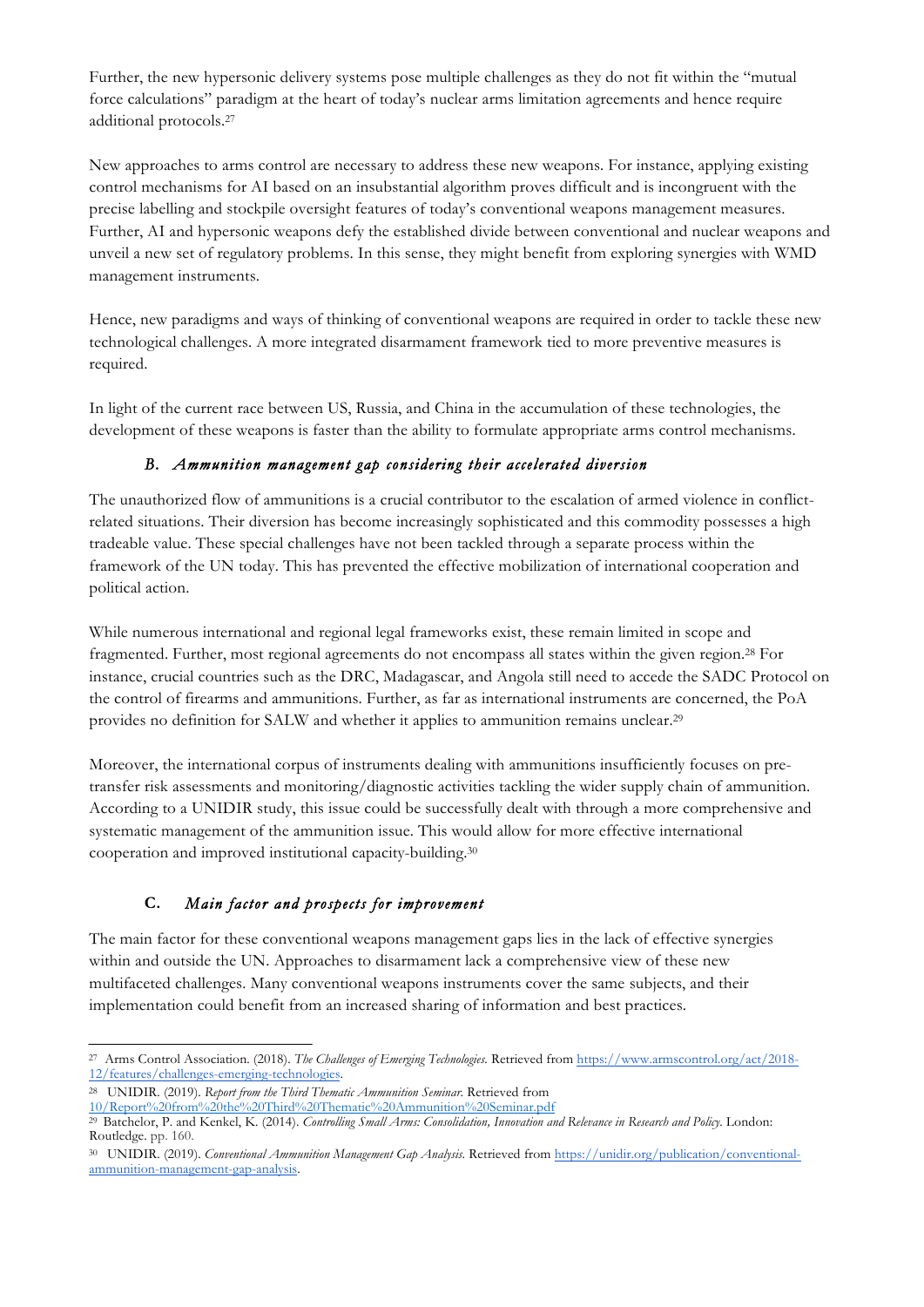Further, the new hypersonic delivery systems pose multiple challenges as they do not fit within the "mutual force calculations" paradigm at the heart of today's nuclear arms limitation agreements and hence require additional protocols.[27]

New approaches to arms control are necessary to address these new weapons. For instance, applying existing control mechanisms for AI based on an insubstantial algorithm proves difficult and is incongruent with the precise labelling and stockpile oversight features of today's conventional weapons management measures. Further, AI and hypersonic weapons defy the established divide between conventional and nuclear weapons and unveil a new set of regulatory problems. In this sense, they might benefit from exploring synergies with WMD management instruments.

Hence, new paradigms and ways of thinking of conventional weapons are required in order to tackle these new technological challenges. A more integrated disarmament framework tied to more preventive measures is required.

In light of the current race between US, Russia, and China in the accumulation of these technologies, the development of these weapons is faster than the ability to formulate appropriate arms control mechanisms.

### *B. Ammunition management gap considering their accelerated diversion*

The unauthorized flow of ammunitions is a crucial contributor to the escalation of armed violence in conflict-related situations. Their diversion has become increasingly sophisticated and this commodity possesses a high tradeable value. These special challenges have not been tackled through a separate process within the framework of the UN today. This has prevented the effective mobilization of international cooperation and political action.

While numerous international and regional legal frameworks exist, these remain limited in scope and fragmented. Further, most regional agreements do not encompass all states within the given region.[28] For instance, crucial countries such as the DRC, Madagascar, and Angola still need to accede the SADC Protocol on the control of firearms and ammunitions. Further, as far as international instruments are concerned, the PoA provides no definition for SALW and whether it applies to ammunition remains unclear.[29]

Moreover, the international corpus of instruments dealing with ammunitions insufficiently focuses on pre-transfer risk assessments and monitoring/diagnostic activities tackling the wider supply chain of ammunition. According to a UNIDIR study, this issue could be successfully dealt with through a more comprehensive and systematic management of the ammunition issue. This would allow for more effective international cooperation and improved institutional capacity-building.[30]

### **C.** *Main factor and prospects for improvement*

The main factor for these conventional weapons management gaps lies in the lack of effective synergies within and outside the UN. Approaches to disarmament lack a comprehensive view of these new multifaceted challenges. Many conventional weapons instruments cover the same subjects, and their implementation could benefit from an increased sharing of information and best practices.

---

[27] Arms Control Association. (2018). *The Challenges of Emerging Technologies.* Retrieved from https://www.armscontrol.org/act/2018-12/features/challenges-emerging-technologies.

[28] UNIDIR. (2019). *Report from the Third Thematic Ammunition Seminar.* Retrieved from 10/Report%20from%20the%20Third%20Thematic%20Ammunition%20Seminar.pdf

[29] Batchelor, P. and Kenkel, K. (2014). *Controlling Small Arms: Consolidation, Innovation and Relevance in Research and Policy.* London: Routledge. pp. 160.

[30] UNIDIR. (2019). *Conventional Ammunition Management Gap Analysis.* Retrieved from https://unidir.org/publication/conventional-ammunition-management-gap-analysis.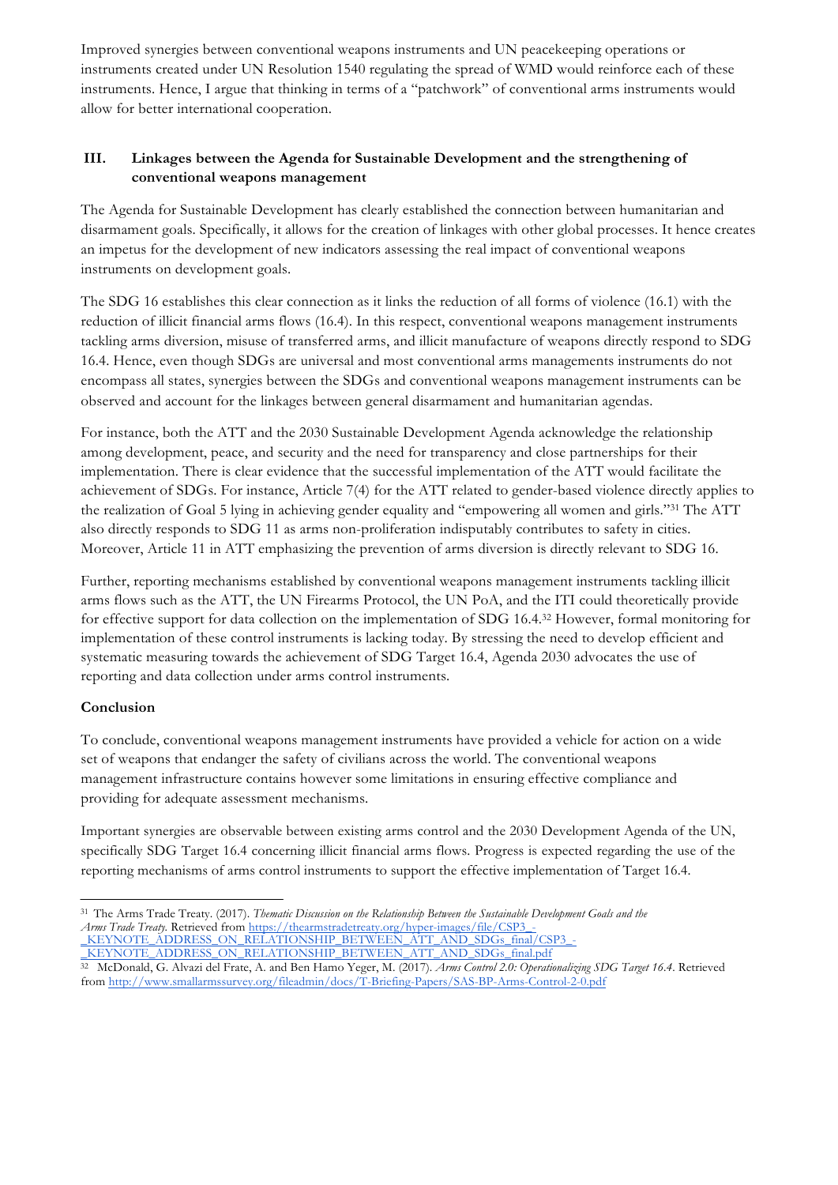Improved synergies between conventional weapons instruments and UN peacekeeping operations or instruments created under UN Resolution 1540 regulating the spread of WMD would reinforce each of these instruments. Hence, I argue that thinking in terms of a "patchwork" of conventional arms instruments would allow for better international cooperation.

## III. Linkages between the Agenda for Sustainable Development and the strengthening of conventional weapons management

The Agenda for Sustainable Development has clearly established the connection between humanitarian and disarmament goals. Specifically, it allows for the creation of linkages with other global processes. It hence creates an impetus for the development of new indicators assessing the real impact of conventional weapons instruments on development goals.

The SDG 16 establishes this clear connection as it links the reduction of all forms of violence (16.1) with the reduction of illicit financial arms flows (16.4). In this respect, conventional weapons management instruments tackling arms diversion, misuse of transferred arms, and illicit manufacture of weapons directly respond to SDG 16.4. Hence, even though SDGs are universal and most conventional arms managements instruments do not encompass all states, synergies between the SDGs and conventional weapons management instruments can be observed and account for the linkages between general disarmament and humanitarian agendas.

For instance, both the ATT and the 2030 Sustainable Development Agenda acknowledge the relationship among development, peace, and security and the need for transparency and close partnerships for their implementation. There is clear evidence that the successful implementation of the ATT would facilitate the achievement of SDGs. For instance, Article 7(4) for the ATT related to gender-based violence directly applies to the realization of Goal 5 lying in achieving gender equality and "empowering all women and girls."[31] The ATT also directly responds to SDG 11 as arms non-proliferation indisputably contributes to safety in cities. Moreover, Article 11 in ATT emphasizing the prevention of arms diversion is directly relevant to SDG 16.

Further, reporting mechanisms established by conventional weapons management instruments tackling illicit arms flows such as the ATT, the UN Firearms Protocol, the UN PoA, and the ITI could theoretically provide for effective support for data collection on the implementation of SDG 16.4.[32] However, formal monitoring for implementation of these control instruments is lacking today. By stressing the need to develop efficient and systematic measuring towards the achievement of SDG Target 16.4, Agenda 2030 advocates the use of reporting and data collection under arms control instruments.

## Conclusion

To conclude, conventional weapons management instruments have provided a vehicle for action on a wide set of weapons that endanger the safety of civilians across the world. The conventional weapons management infrastructure contains however some limitations in ensuring effective compliance and providing for adequate assessment mechanisms.

Important synergies are observable between existing arms control and the 2030 Development Agenda of the UN, specifically SDG Target 16.4 concerning illicit financial arms flows. Progress is expected regarding the use of the reporting mechanisms of arms control instruments to support the effective implementation of Target 16.4.

---

[31] The Arms Trade Treaty. (2017). *Thematic Discussion on the Relationship Between the Sustainable Development Goals and the Arms Trade Treaty.* Retrieved from https://thearmstradetreaty.org/hyper-images/file/CSP3_-_KEYNOTE_ADDRESS_ON_RELATIONSHIP_BETWEEN_ATT_AND_SDGs_final/CSP3_-_KEYNOTE_ADDRESS_ON_RELATIONSHIP_BETWEEN_ATT_AND_SDGs_final.pdf

[32] McDonald, G. Alvazi del Frate, A. and Ben Hamo Yeger, M. (2017). *Arms Control 2.0: Operationalizing SDG Target 16.4*. Retrieved from http://www.smallarmssurvey.org/fileadmin/docs/T-Briefing-Papers/SAS-BP-Arms-Control-2-0.pdf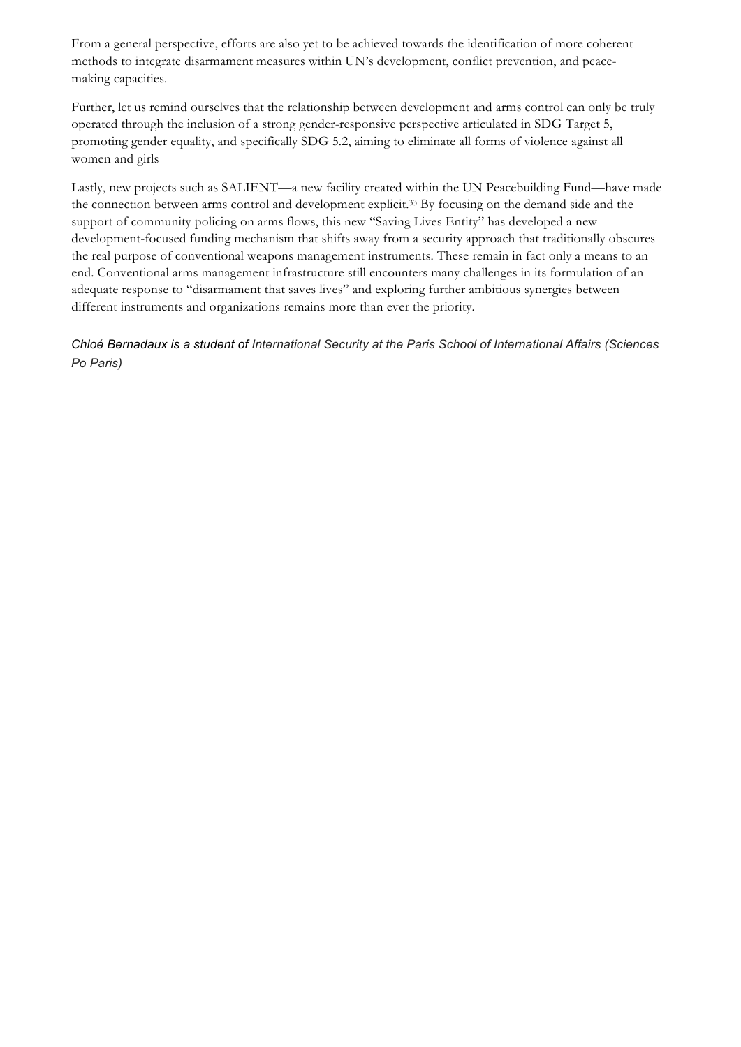From a general perspective, efforts are also yet to be achieved towards the identification of more coherent methods to integrate disarmament measures within UN's development, conflict prevention, and peace-making capacities.

Further, let us remind ourselves that the relationship between development and arms control can only be truly operated through the inclusion of a strong gender-responsive perspective articulated in SDG Target 5, promoting gender equality, and specifically SDG 5.2, aiming to eliminate all forms of violence against all women and girls

Lastly, new projects such as SALIENT—a new facility created within the UN Peacebuilding Fund—have made the connection between arms control and development explicit.[33] By focusing on the demand side and the support of community policing on arms flows, this new "Saving Lives Entity" has developed a new development-focused funding mechanism that shifts away from a security approach that traditionally obscures the real purpose of conventional weapons management instruments. These remain in fact only a means to an end. Conventional arms management infrastructure still encounters many challenges in its formulation of an adequate response to "disarmament that saves lives" and exploring further ambitious synergies between different instruments and organizations remains more than ever the priority.

*Chloé Bernadaux is a student of International Security at the Paris School of International Affairs (Sciences Po Paris)*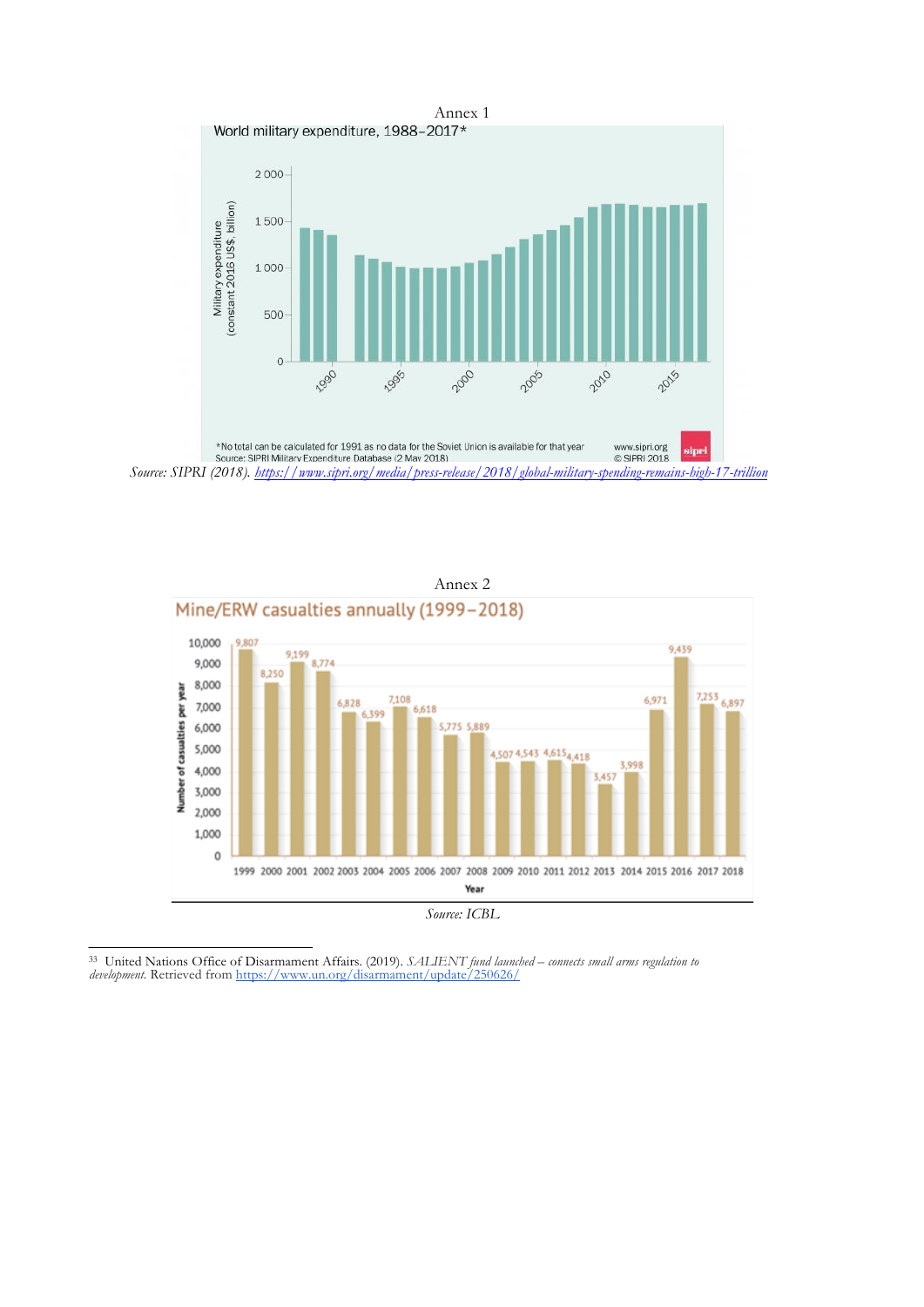Annex 1

World military expenditure, 1988–2017*

*No total can be calculated for 1991 as no data for the Soviet Union is available for that year
Source: SIPRI Military Expenditure Database (2 May 2018)

*Source: SIPRI (2018).* [https://www.sipri.org/media/press-release/2018/global-military-spending-remains-high-17-trillion](https://www.sipri.org/media/press-release/2018/global-military-spending-remains-high-17-trillion)

Annex 2

Mine/ERW casualties annually (1999–2018)

| Year | Number of casualties per year |
|---|---|
| 1999 | 9,807 |
| 2000 | 8,250 |
| 2001 | 9,199 |
| 2002 | 8,774 |
| 2003 | 6,828 |
| 2004 | 6,399 |
| 2005 | 7,108 |
| 2006 | 6,618 |
| 2007 | 5,775 |
| 2008 | 5,889 |
| 2009 | 4,507 |
| 2010 | 4,543 |
| 2011 | 4,615 |
| 2012 | 4,418 |
| 2013 | 3,457 |
| 2014 | 3,998 |
| 2015 | 6,971 |
| 2016 | 9,439 |
| 2017 | 7,253 |
| 2018 | 6,897 |

*Source: ICBL*

[33] United Nations Office of Disarmament Affairs. (2019). *SALIENT fund launched – connects small arms regulation to development*. Retrieved from [https://www.un.org/disarmament/update/250626/](https://www.un.org/disarmament/update/250626/)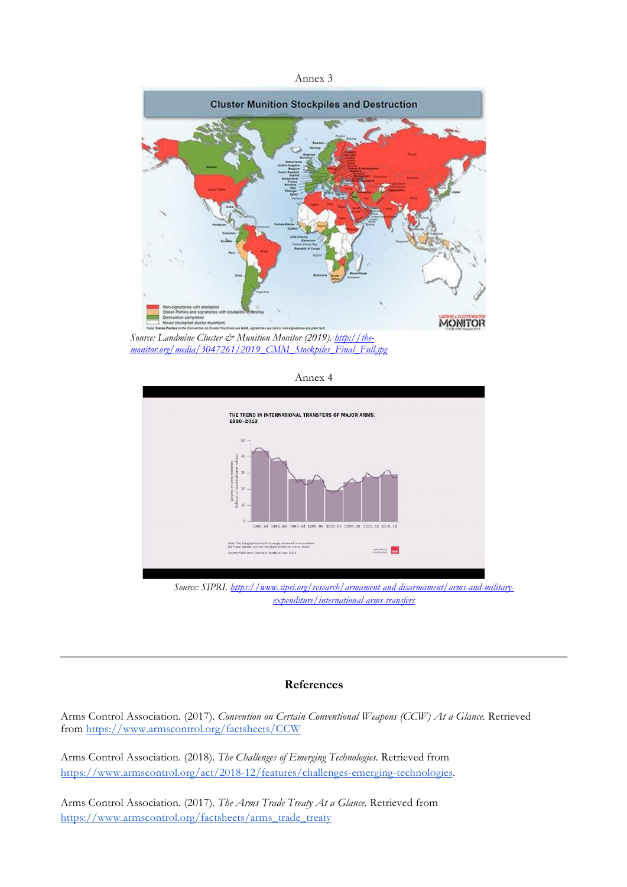Annex 3

Source: *Landmine Cluster & Munition Monitor (2019).* [http://the-monitor.org/media/3047261/2019_CMM_Stockpiles_Final_Full.jpg](http://the-monitor.org/media/3047261/2019_CMM_Stockpiles_Final_Full.jpg)

Annex 4

Source: *SIPRI.* [https://www.sipri.org/research/armament-and-disarmament/arms-and-military-expenditure/international-arms-transfers](https://www.sipri.org/research/armament-and-disarmament/arms-and-military-expenditure/international-arms-transfers)

---

## References

Arms Control Association. (2017). *Convention on Certain Conventional Weapons (CCW) At a Glance.* Retrieved from [https://www.armscontrol.org/factsheets/CCW](https://www.armscontrol.org/factsheets/CCW)

Arms Control Association. (2018). *The Challenges of Emerging Technologies.* Retrieved from [https://www.armscontrol.org/act/2018-12/features/challenges-emerging-technologies](https://www.armscontrol.org/act/2018-12/features/challenges-emerging-technologies).

Arms Control Association. (2017). *The Arms Trade Treaty At a Glance.* Retrieved from [https://www.armscontrol.org/factsheets/arms_trade_treaty](https://www.armscontrol.org/factsheets/arms_trade_treaty)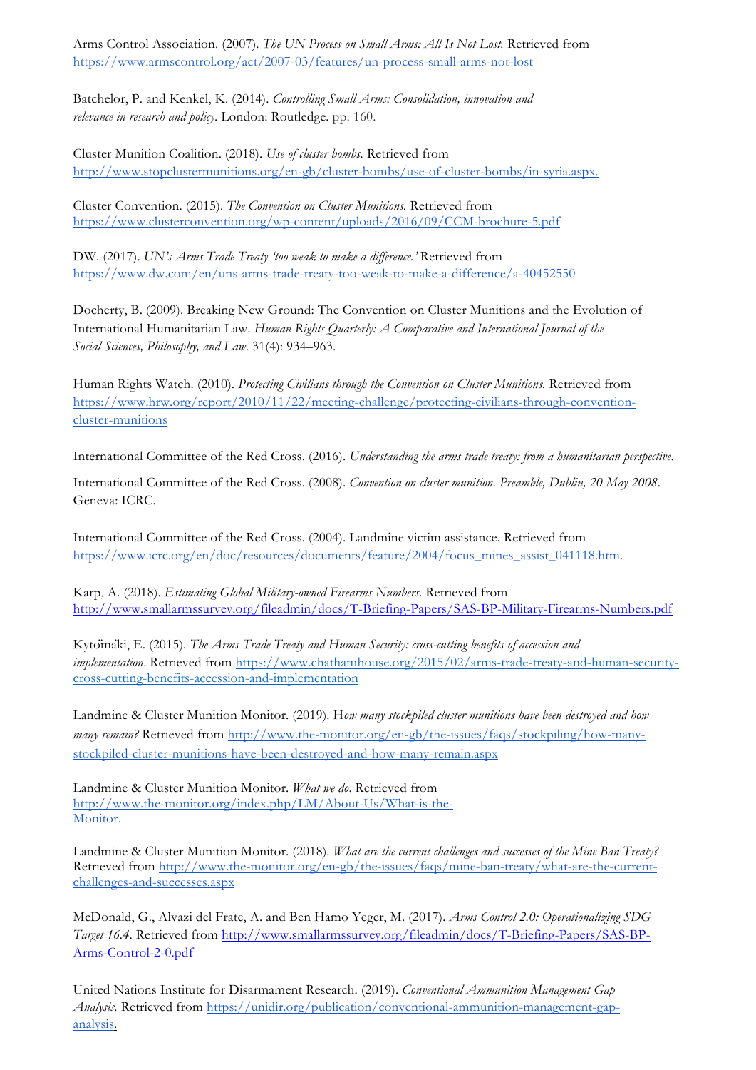Arms Control Association. (2007). *The UN Process on Small Arms: All Is Not Lost*. Retrieved from https://www.armscontrol.org/act/2007-03/features/un-process-small-arms-not-lost

Batchelor, P. and Kenkel, K. (2014). *Controlling Small Arms: Consolidation, innovation and relevance in research and policy*. London: Routledge. pp. 160.

Cluster Munition Coalition. (2018). *Use of cluster bombs*. Retrieved from http://www.stopclustermunitions.org/en-gb/cluster-bombs/use-of-cluster-bombs/in-syria.aspx.

Cluster Convention. (2015). *The Convention on Cluster Munitions*. Retrieved from https://www.clusterconvention.org/wp-content/uploads/2016/09/CCM-brochure-5.pdf

DW. (2017). *UN's Arms Trade Treaty 'too weak to make a difference.'* Retrieved from https://www.dw.com/en/uns-arms-trade-treaty-too-weak-to-make-a-difference/a-40452550

Docherty, B. (2009). Breaking New Ground: The Convention on Cluster Munitions and the Evolution of International Humanitarian Law. *Human Rights Quarterly: A Comparative and International Journal of the Social Sciences, Philosophy, and Law*. 31(4): 934–963.

Human Rights Watch. (2010). *Protecting Civilians through the Convention on Cluster Munitions*. Retrieved from https://www.hrw.org/report/2010/11/22/meeting-challenge/protecting-civilians-through-convention-cluster-munitions

International Committee of the Red Cross. (2016). *Understanding the arms trade treaty: from a humanitarian perspective*.

International Committee of the Red Cross. (2008). *Convention on cluster munition. Preamble, Dublin, 20 May 2008*. Geneva: ICRC.

International Committee of the Red Cross. (2004). Landmine victim assistance. Retrieved from https://www.icrc.org/en/doc/resources/documents/feature/2004/focus_mines_assist_041118.htm.

Karp, A. (2018). *Estimating Global Military-owned Firearms Numbers*. Retrieved from http://www.smallarmssurvey.org/fileadmin/docs/T-Briefing-Papers/SAS-BP-Military-Firearms-Numbers.pdf

Kytömäki, E. (2015). *The Arms Trade Treaty and Human Security: cross-cutting benefits of accession and implementation*. Retrieved from https://www.chathamhouse.org/2015/02/arms-trade-treaty-and-human-security-cross-cutting-benefits-accession-and-implementation

Landmine & Cluster Munition Monitor. (2019). H*ow many stockpiled cluster munitions have been destroyed and how many remain?* Retrieved from http://www.the-monitor.org/en-gb/the-issues/faqs/stockpiling/how-many-stockpiled-cluster-munitions-have-been-destroyed-and-how-many-remain.aspx

Landmine & Cluster Munition Monitor. *What we do*. Retrieved from http://www.the-monitor.org/index.php/LM/About-Us/What-is-the-Monitor.

Landmine & Cluster Munition Monitor. (2018). *What are the current challenges and successes of the Mine Ban Treaty?* Retrieved from http://www.the-monitor.org/en-gb/the-issues/faqs/mine-ban-treaty/what-are-the-current-challenges-and-successes.aspx

McDonald, G., Alvazi del Frate, A. and Ben Hamo Yeger, M. (2017). *Arms Control 2.0: Operationalizing SDG Target 16.4*. Retrieved from http://www.smallarmssurvey.org/fileadmin/docs/T-Briefing-Papers/SAS-BP-Arms-Control-2-0.pdf

United Nations Institute for Disarmament Research. (2019). *Conventional Ammunition Management Gap Analysis*. Retrieved from https://unidir.org/publication/conventional-ammunition-management-gap-analysis.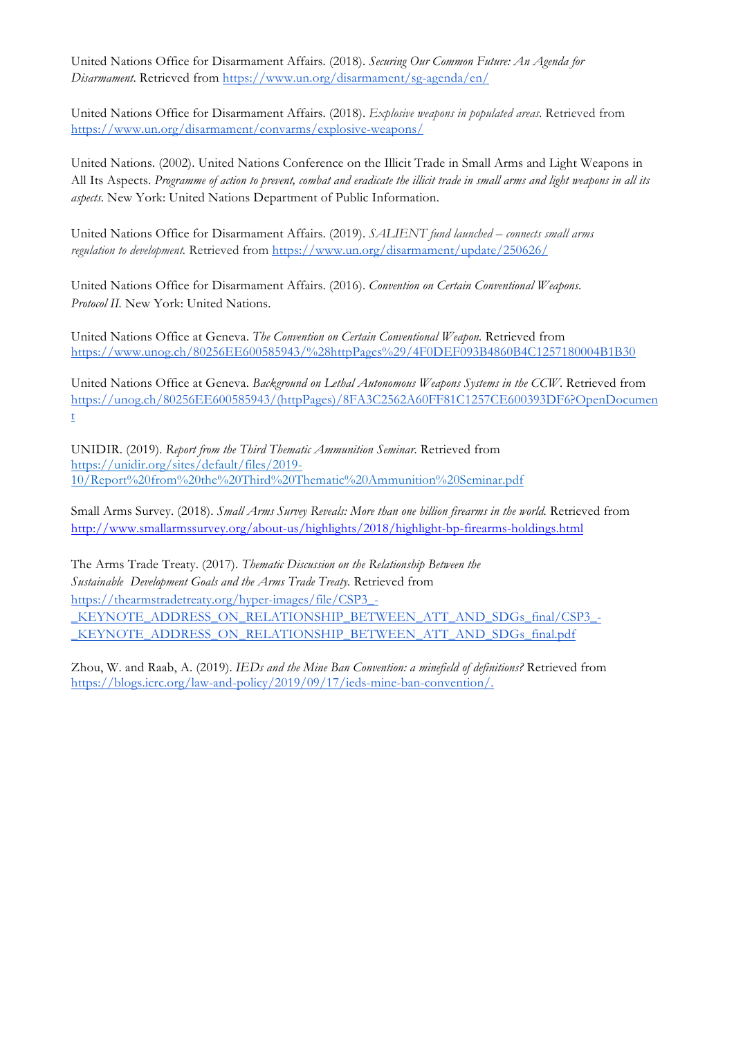United Nations Office for Disarmament Affairs. (2018). *Securing Our Common Future: An Agenda for Disarmament.* Retrieved from https://www.un.org/disarmament/sg-agenda/en/

United Nations Office for Disarmament Affairs. (2018). *Explosive weapons in populated areas.* Retrieved from https://www.un.org/disarmament/convarms/explosive-weapons/

United Nations. (2002). United Nations Conference on the Illicit Trade in Small Arms and Light Weapons in All Its Aspects. *Programme of action to prevent, combat and eradicate the illicit trade in small arms and light weapons in all its aspects.* New York: United Nations Department of Public Information.

United Nations Office for Disarmament Affairs. (2019). *SALIENT fund launched – connects small arms regulation to development.* Retrieved from https://www.un.org/disarmament/update/250626/

United Nations Office for Disarmament Affairs. (2016). *Convention on Certain Conventional Weapons. Protocol II.* New York: United Nations.

United Nations Office at Geneva. *The Convention on Certain Conventional Weapon.* Retrieved from https://www.unog.ch/80256EE600585943/%28httpPages%29/4F0DEF093B4860B4C1257180004B1B30

United Nations Office at Geneva. *Background on Lethal Autonomous Weapons Systems in the CCW.* Retrieved from https://unog.ch/80256EE600585943/(httpPages)/8FA3C2562A60FF81C1257CE600393DF6?OpenDocument

UNIDIR. (2019). *Report from the Third Thematic Ammunition Seminar.* Retrieved from https://unidir.org/sites/default/files/2019-10/Report%20from%20the%20Third%20Thematic%20Ammunition%20Seminar.pdf

Small Arms Survey. (2018). *Small Arms Survey Reveals: More than one billion firearms in the world.* Retrieved from http://www.smallarmssurvey.org/about-us/highlights/2018/highlight-bp-firearms-holdings.html

The Arms Trade Treaty. (2017). *Thematic Discussion on the Relationship Between the Sustainable Development Goals and the Arms Trade Treaty.* Retrieved from https://thearmstradetreaty.org/hyper-images/file/CSP3_-_KEYNOTE_ADDRESS_ON_RELATIONSHIP_BETWEEN_ATT_AND_SDGs_final/CSP3_-_KEYNOTE_ADDRESS_ON_RELATIONSHIP_BETWEEN_ATT_AND_SDGs_final.pdf

Zhou, W. and Raab, A. (2019). *IEDs and the Mine Ban Convention: a minefield of definitions?* Retrieved from https://blogs.icrc.org/law-and-policy/2019/09/17/ieds-mine-ban-convention/.